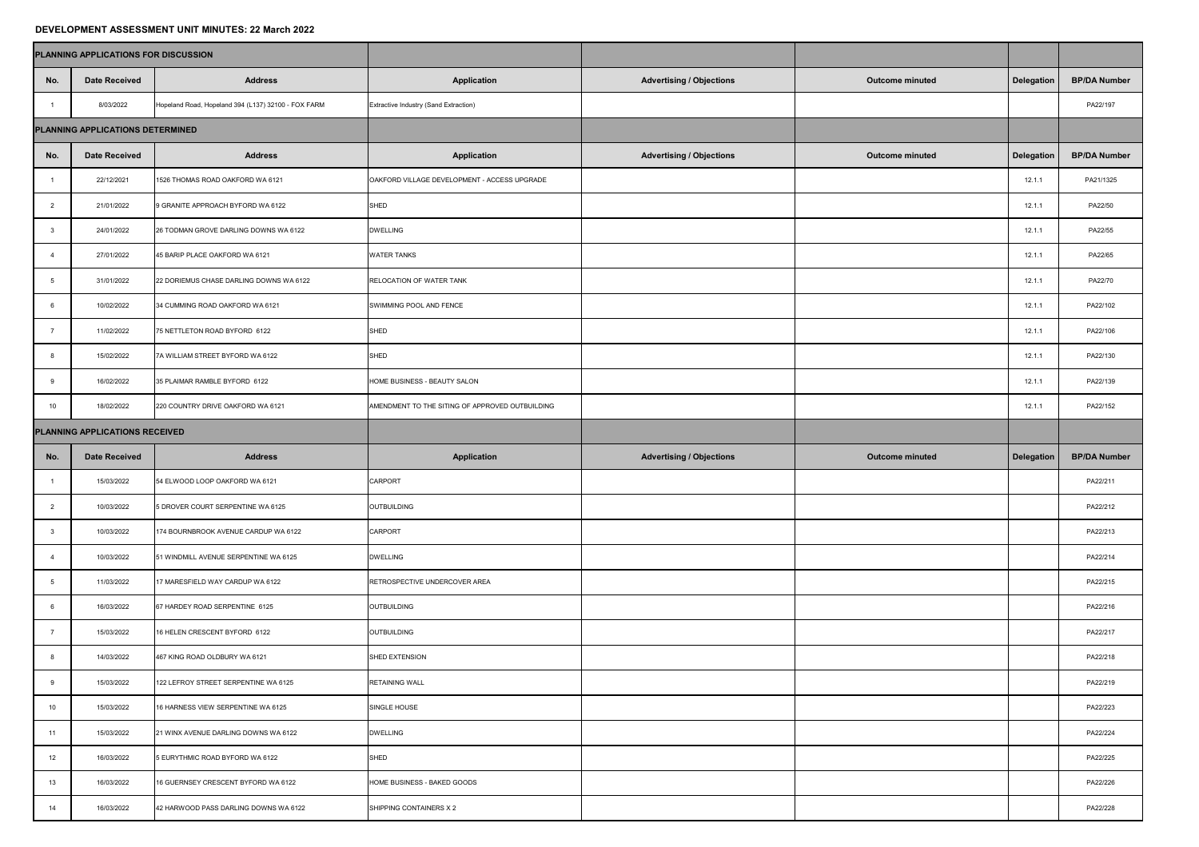# DEVELOPMENT ASSESSMENT UNIT MINUTES: 22 March 2022

| PLANNING APPLICATIONS FOR DISCUSSION | | | | | | | |
|---|---|---|---|---|---|---|---|
| No. | Date Received | Address | Application | Advertising / Objections | Outcome minuted | Delegation | BP/DA Number |
| 1 | 8/03/2022 | Hopeland Road, Hopeland 394 (L137) 32100 - FOX FARM | Extractive Industry (Sand Extraction) | | | | PA22/197 |
| **PLANNING APPLICATIONS DETERMINED** | | | | | | | |
| No. | Date Received | Address | Application | Advertising / Objections | Outcome minuted | Delegation | BP/DA Number |
| 1 | 22/12/2021 | 1526 THOMAS ROAD OAKFORD WA 6121 | OAKFORD VILLAGE DEVELOPMENT - ACCESS UPGRADE | | | 12.1.1 | PA21/1325 |
| 2 | 21/01/2022 | 9 GRANITE APPROACH BYFORD WA 6122 | SHED | | | 12.1.1 | PA22/50 |
| 3 | 24/01/2022 | 26 TODMAN GROVE DARLING DOWNS WA 6122 | DWELLING | | | 12.1.1 | PA22/55 |
| 4 | 27/01/2022 | 45 BARIP PLACE OAKFORD WA 6121 | WATER TANKS | | | 12.1.1 | PA22/65 |
| 5 | 31/01/2022 | 22 DORIEMUS CHASE DARLING DOWNS WA 6122 | RELOCATION OF WATER TANK | | | 12.1.1 | PA22/70 |
| 6 | 10/02/2022 | 34 CUMMING ROAD OAKFORD WA 6121 | SWIMMING POOL AND FENCE | | | 12.1.1 | PA22/102 |
| 7 | 11/02/2022 | 75 NETTLETON ROAD BYFORD 6122 | SHED | | | 12.1.1 | PA22/106 |
| 8 | 15/02/2022 | 7A WILLIAM STREET BYFORD WA 6122 | SHED | | | 12.1.1 | PA22/130 |
| 9 | 16/02/2022 | 35 PLAIMAR RAMBLE BYFORD 6122 | HOME BUSINESS - BEAUTY SALON | | | 12.1.1 | PA22/139 |
| 10 | 18/02/2022 | 220 COUNTRY DRIVE OAKFORD WA 6121 | AMENDMENT TO THE SITING OF APPROVED OUTBUILDING | | | 12.1.1 | PA22/152 |
| **PLANNING APPLICATIONS RECEIVED** | | | | | | | |
| No. | Date Received | Address | Application | Advertising / Objections | Outcome minuted | Delegation | BP/DA Number |
| 1 | 15/03/2022 | 54 ELWOOD LOOP OAKFORD WA 6121 | CARPORT | | | | PA22/211 |
| 2 | 10/03/2022 | 5 DROVER COURT SERPENTINE WA 6125 | OUTBUILDING | | | | PA22/212 |
| 3 | 10/03/2022 | 174 BOURNBROOK AVENUE CARDUP WA 6122 | CARPORT | | | | PA22/213 |
| 4 | 10/03/2022 | 51 WINDMILL AVENUE SERPENTINE WA 6125 | DWELLING | | | | PA22/214 |
| 5 | 11/03/2022 | 17 MARESFIELD WAY CARDUP WA 6122 | RETROSPECTIVE UNDERCOVER AREA | | | | PA22/215 |
| 6 | 16/03/2022 | 67 HARDEY ROAD SERPENTINE 6125 | OUTBUILDING | | | | PA22/216 |
| 7 | 15/03/2022 | 16 HELEN CRESCENT BYFORD 6122 | OUTBUILDING | | | | PA22/217 |
| 8 | 14/03/2022 | 467 KING ROAD OLDBURY WA 6121 | SHED EXTENSION | | | | PA22/218 |
| 9 | 15/03/2022 | 122 LEFROY STREET SERPENTINE WA 6125 | RETAINING WALL | | | | PA22/219 |
| 10 | 15/03/2022 | 16 HARNESS VIEW SERPENTINE WA 6125 | SINGLE HOUSE | | | | PA22/223 |
| 11 | 15/03/2022 | 21 WINX AVENUE DARLING DOWNS WA 6122 | DWELLING | | | | PA22/224 |
| 12 | 16/03/2022 | 5 EURYTHMIC ROAD BYFORD WA 6122 | SHED | | | | PA22/225 |
| 13 | 16/03/2022 | 16 GUERNSEY CRESCENT BYFORD WA 6122 | HOME BUSINESS - BAKED GOODS | | | | PA22/226 |
| 14 | 16/03/2022 | 42 HARWOOD PASS DARLING DOWNS WA 6122 | SHIPPING CONTAINERS X 2 | | | | PA22/228 |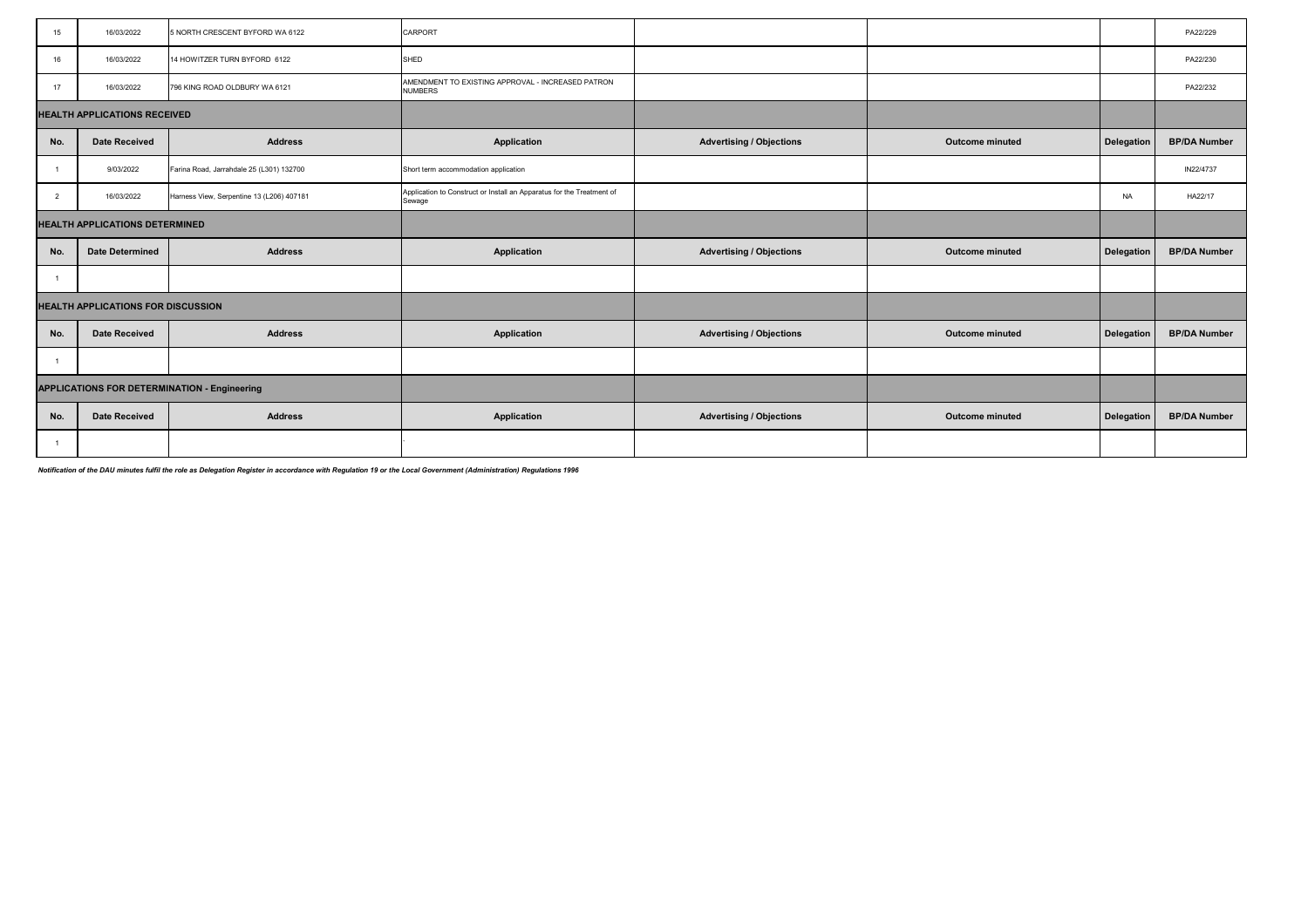| | | | | | | | |
|---|---|---|---|---|---|---|---|
| 15 | 16/03/2022 | 5 NORTH CRESCENT BYFORD WA 6122 | CARPORT | | | | PA22/229 |
| 16 | 16/03/2022 | 14 HOWITZER TURN BYFORD 6122 | SHED | | | | PA22/230 |
| 17 | 16/03/2022 | 796 KING ROAD OLDBURY WA 6121 | AMENDMENT TO EXISTING APPROVAL - INCREASED PATRON NUMBERS | | | | PA22/232 |

**HEALTH APPLICATIONS RECEIVED**

| No. | Date Received | Address | Application | Advertising / Objections | Outcome minuted | Delegation | BP/DA Number |
|---|---|---|---|---|---|---|---|
| 1 | 9/03/2022 | Farina Road, Jarrahdale 25 (L301) 132700 | Short term accommodation application | | | | IN22/4737 |
| 2 | 16/03/2022 | Harness View, Serpentine 13 (L206) 407181 | Application to Construct or Install an Apparatus for the Treatment of Sewage | | | NA | HA22/17 |

**HEALTH APPLICATIONS DETERMINED**

| No. | Date Determined | Address | Application | Advertising / Objections | Outcome minuted | Delegation | BP/DA Number |
|---|---|---|---|---|---|---|---|
| 1 | | | | | | | |

**HEALTH APPLICATIONS FOR DISCUSSION**

| No. | Date Received | Address | Application | Advertising / Objections | Outcome minuted | Delegation | BP/DA Number |
|---|---|---|---|---|---|---|---|
| 1 | | | | | | | |

**APPLICATIONS FOR DETERMINATION - Engineering**

| No. | Date Received | Address | Application | Advertising / Objections | Outcome minuted | Delegation | BP/DA Number |
|---|---|---|---|---|---|---|---|
| 1 | | | . | | | | |

***Notification of the DAU minutes fulfil the role as Delegation Register in accordance with Regulation 19 or the Local Government (Administration) Regulations 1996***